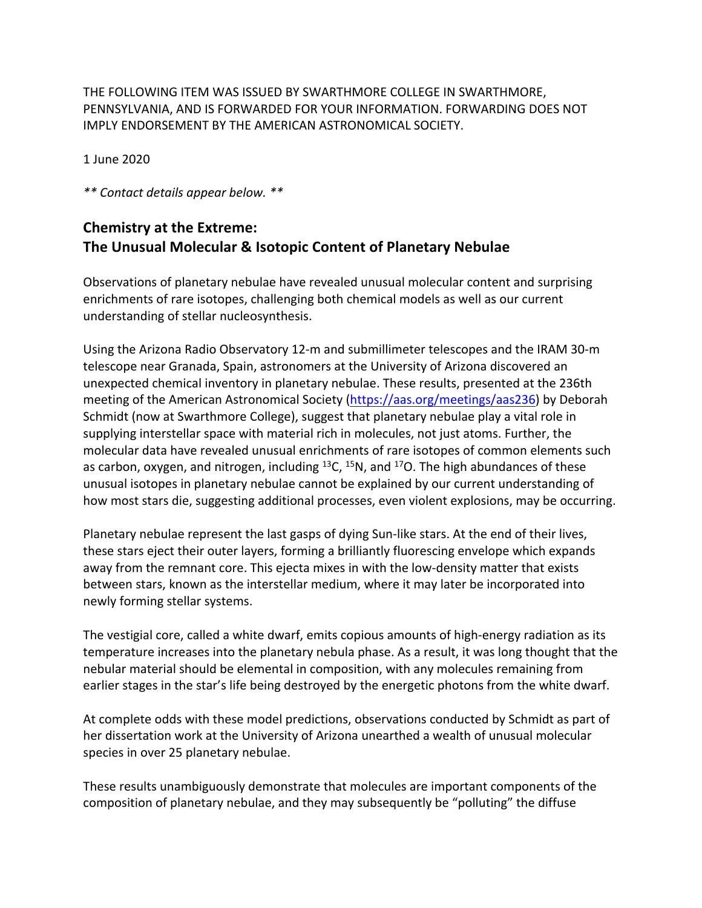THE FOLLOWING ITEM WAS ISSUED BY SWARTHMORE COLLEGE IN SWARTHMORE, PENNSYLVANIA, AND IS FORWARDED FOR YOUR INFORMATION. FORWARDING DOES NOT IMPLY ENDORSEMENT BY THE AMERICAN ASTRONOMICAL SOCIETY.

1 June 2020

*** Contact details appear below. ***

## Chemistry at the Extreme:
## The Unusual Molecular & Isotopic Content of Planetary Nebulae

Observations of planetary nebulae have revealed unusual molecular content and surprising enrichments of rare isotopes, challenging both chemical models as well as our current understanding of stellar nucleosynthesis.

Using the Arizona Radio Observatory 12-m and submillimeter telescopes and the IRAM 30-m telescope near Granada, Spain, astronomers at the University of Arizona discovered an unexpected chemical inventory in planetary nebulae. These results, presented at the 236th meeting of the American Astronomical Society (https://aas.org/meetings/aas236) by Deborah Schmidt (now at Swarthmore College), suggest that planetary nebulae play a vital role in supplying interstellar space with material rich in molecules, not just atoms. Further, the molecular data have revealed unusual enrichments of rare isotopes of common elements such as carbon, oxygen, and nitrogen, including $^{13}C$, $^{15}N$, and $^{17}O$. The high abundances of these unusual isotopes in planetary nebulae cannot be explained by our current understanding of how most stars die, suggesting additional processes, even violent explosions, may be occurring.

Planetary nebulae represent the last gasps of dying Sun-like stars. At the end of their lives, these stars eject their outer layers, forming a brilliantly fluorescing envelope which expands away from the remnant core. This ejecta mixes in with the low-density matter that exists between stars, known as the interstellar medium, where it may later be incorporated into newly forming stellar systems.

The vestigial core, called a white dwarf, emits copious amounts of high-energy radiation as its temperature increases into the planetary nebula phase. As a result, it was long thought that the nebular material should be elemental in composition, with any molecules remaining from earlier stages in the star's life being destroyed by the energetic photons from the white dwarf.

At complete odds with these model predictions, observations conducted by Schmidt as part of her dissertation work at the University of Arizona unearthed a wealth of unusual molecular species in over 25 planetary nebulae.

These results unambiguously demonstrate that molecules are important components of the composition of planetary nebulae, and they may subsequently be "polluting" the diffuse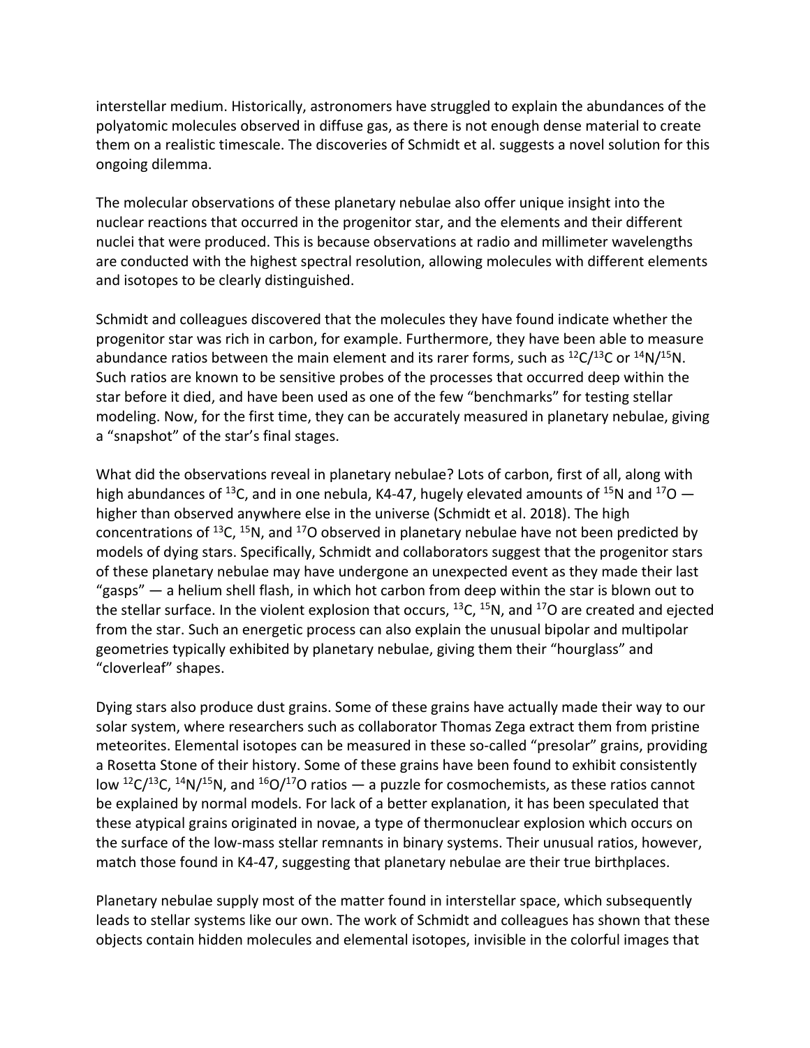interstellar medium. Historically, astronomers have struggled to explain the abundances of the polyatomic molecules observed in diffuse gas, as there is not enough dense material to create them on a realistic timescale. The discoveries of Schmidt et al. suggests a novel solution for this ongoing dilemma.

The molecular observations of these planetary nebulae also offer unique insight into the nuclear reactions that occurred in the progenitor star, and the elements and their different nuclei that were produced. This is because observations at radio and millimeter wavelengths are conducted with the highest spectral resolution, allowing molecules with different elements and isotopes to be clearly distinguished.

Schmidt and colleagues discovered that the molecules they have found indicate whether the progenitor star was rich in carbon, for example. Furthermore, they have been able to measure abundance ratios between the main element and its rarer forms, such as $^{12}C/^{13}C$ or $^{14}N/^{15}N$. Such ratios are known to be sensitive probes of the processes that occurred deep within the star before it died, and have been used as one of the few "benchmarks" for testing stellar modeling. Now, for the first time, they can be accurately measured in planetary nebulae, giving a "snapshot" of the star's final stages.

What did the observations reveal in planetary nebulae? Lots of carbon, first of all, along with high abundances of $^{13}C$, and in one nebula, K4-47, hugely elevated amounts of $^{15}N$ and $^{17}O$ — higher than observed anywhere else in the universe (Schmidt et al. 2018). The high concentrations of $^{13}C$, $^{15}N$, and $^{17}O$ observed in planetary nebulae have not been predicted by models of dying stars. Specifically, Schmidt and collaborators suggest that the progenitor stars of these planetary nebulae may have undergone an unexpected event as they made their last "gasps" — a helium shell flash, in which hot carbon from deep within the star is blown out to the stellar surface. In the violent explosion that occurs, $^{13}C$, $^{15}N$, and $^{17}O$ are created and ejected from the star. Such an energetic process can also explain the unusual bipolar and multipolar geometries typically exhibited by planetary nebulae, giving them their "hourglass" and "cloverleaf" shapes.

Dying stars also produce dust grains. Some of these grains have actually made their way to our solar system, where researchers such as collaborator Thomas Zega extract them from pristine meteorites. Elemental isotopes can be measured in these so-called "presolar" grains, providing a Rosetta Stone of their history. Some of these grains have been found to exhibit consistently low $^{12}C/^{13}C$, $^{14}N/^{15}N$, and $^{16}O/^{17}O$ ratios — a puzzle for cosmochemists, as these ratios cannot be explained by normal models. For lack of a better explanation, it has been speculated that these atypical grains originated in novae, a type of thermonuclear explosion which occurs on the surface of the low-mass stellar remnants in binary systems. Their unusual ratios, however, match those found in K4-47, suggesting that planetary nebulae are their true birthplaces.

Planetary nebulae supply most of the matter found in interstellar space, which subsequently leads to stellar systems like our own. The work of Schmidt and colleagues has shown that these objects contain hidden molecules and elemental isotopes, invisible in the colorful images that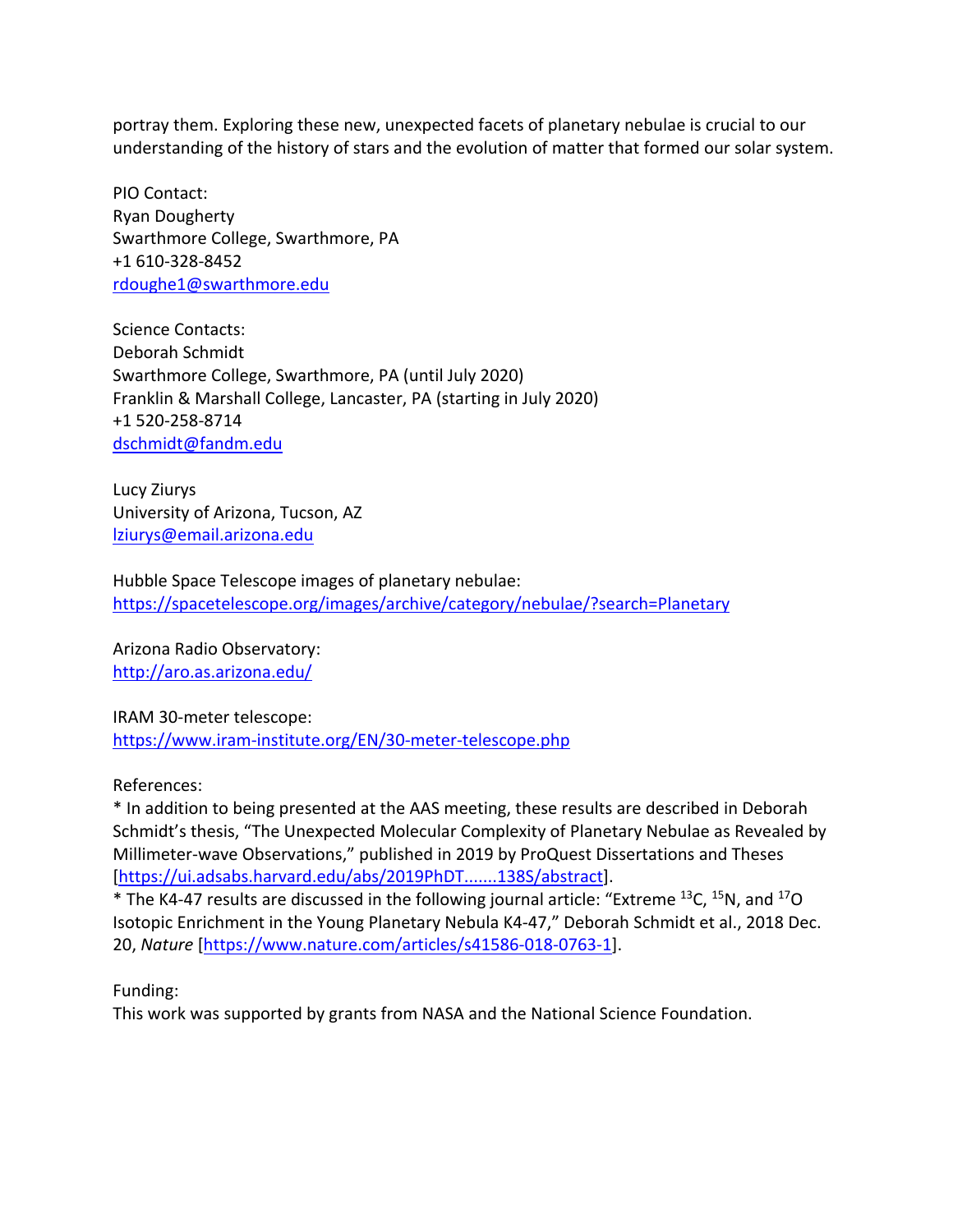portray them. Exploring these new, unexpected facets of planetary nebulae is crucial to our understanding of the history of stars and the evolution of matter that formed our solar system.

PIO Contact:
Ryan Dougherty
Swarthmore College, Swarthmore, PA
+1 610-328-8452
rdoughe1@swarthmore.edu

Science Contacts:
Deborah Schmidt
Swarthmore College, Swarthmore, PA (until July 2020)
Franklin & Marshall College, Lancaster, PA (starting in July 2020)
+1 520-258-8714
dschmidt@fandm.edu

Lucy Ziurys
University of Arizona, Tucson, AZ
lziurys@email.arizona.edu

Hubble Space Telescope images of planetary nebulae:
https://spacetelescope.org/images/archive/category/nebulae/?search=Planetary

Arizona Radio Observatory:
http://aro.as.arizona.edu/

IRAM 30-meter telescope:
https://www.iram-institute.org/EN/30-meter-telescope.php

References:
* In addition to being presented at the AAS meeting, these results are described in Deborah Schmidt's thesis, "The Unexpected Molecular Complexity of Planetary Nebulae as Revealed by Millimeter-wave Observations," published in 2019 by ProQuest Dissertations and Theses [https://ui.adsabs.harvard.edu/abs/2019PhDT.......138S/abstract].
* The K4-47 results are discussed in the following journal article: "Extreme $^{13}C$, $^{15}N$, and $^{17}O$ Isotopic Enrichment in the Young Planetary Nebula K4-47," Deborah Schmidt et al., 2018 Dec. 20, *Nature* [https://www.nature.com/articles/s41586-018-0763-1].

Funding:
This work was supported by grants from NASA and the National Science Foundation.